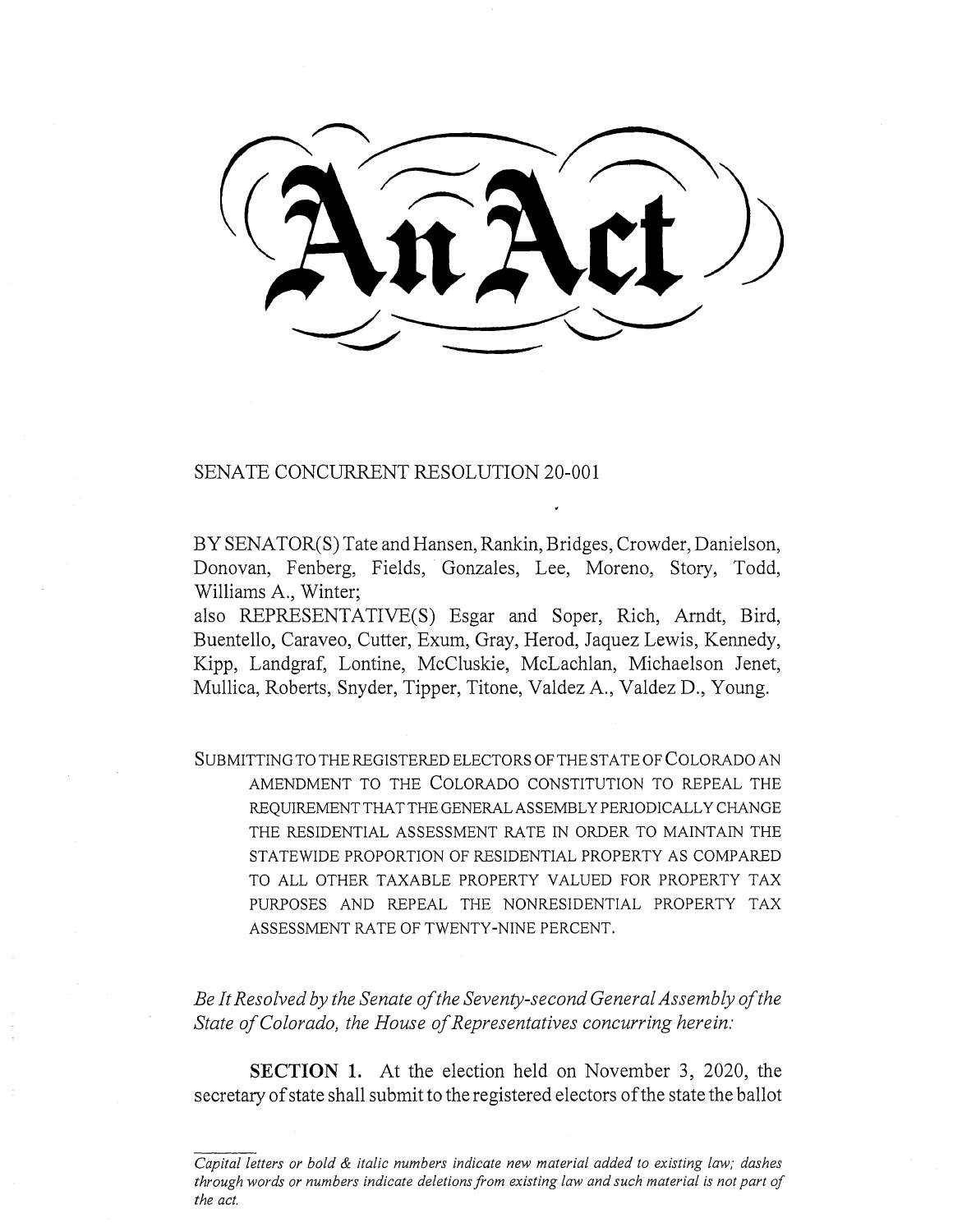# An Act

## SENATE CONCURRENT RESOLUTION 20-001

BY SENATOR(S) Tate and Hansen, Rankin, Bridges, Crowder, Danielson, Donovan, Fenberg, Fields, Gonzales, Lee, Moreno, Story, Todd, Williams A., Winter;

also REPRESENTATIVE(S) Esgar and Soper, Rich, Arndt, Bird, Buentello, Caraveo, Cutter, Exum, Gray, Herod, Jaquez Lewis, Kennedy, Kipp, Landgraf, Lontine, McCluskie, McLachlan, Michaelson Jenet, Mullica, Roberts, Snyder, Tipper, Titone, Valdez A., Valdez D., Young.

SUBMITTING TO THE REGISTERED ELECTORS OF THE STATE OF COLORADO AN AMENDMENT TO THE COLORADO CONSTITUTION TO REPEAL THE REQUIREMENT THAT THE GENERAL ASSEMBLY PERIODICALLY CHANGE THE RESIDENTIAL ASSESSMENT RATE IN ORDER TO MAINTAIN THE STATEWIDE PROPORTION OF RESIDENTIAL PROPERTY AS COMPARED TO ALL OTHER TAXABLE PROPERTY VALUED FOR PROPERTY TAX PURPOSES AND REPEAL THE NONRESIDENTIAL PROPERTY TAX ASSESSMENT RATE OF TWENTY-NINE PERCENT.

*Be It Resolved by the Senate of the Seventy-second General Assembly of the State of Colorado, the House of Representatives concurring herein:*

**SECTION 1.** At the election held on November 3, 2020, the secretary of state shall submit to the registered electors of the state the ballot

*Capital letters or bold & italic numbers indicate new material added to existing law; dashes through words or numbers indicate deletions from existing law and such material is not part of the act.*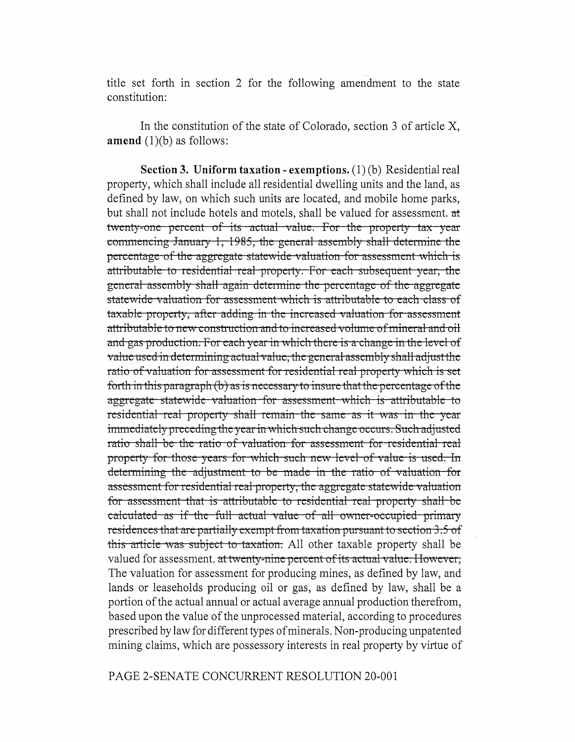title set forth in section 2 for the following amendment to the state constitution:

In the constitution of the state of Colorado, section 3 of article X, **amend** (1)(b) as follows:

**Section 3. Uniform taxation - exemptions.** (1) (b) Residential real property, which shall include all residential dwelling units and the land, as defined by law, on which such units are located, and mobile home parks, but shall not include hotels and motels, shall be valued for assessment. ~~at twenty-one percent of its actual value. For the property tax year commencing January 1, 1985, the general assembly shall determine the percentage of the aggregate statewide valuation for assessment which is attributable to residential real property. For each subsequent year, the general assembly shall again determine the percentage of the aggregate statewide valuation for assessment which is attributable to each class of taxable property, after adding in the increased valuation for assessment attributable to new construction and to increased volume of mineral and oil and gas production. For each year in which there is a change in the level of value used in determining actual value, the general assembly shall adjust the ratio of valuation for assessment for residential real property which is set forth in this paragraph (b) as is necessary to insure that the percentage of the aggregate statewide valuation for assessment which is attributable to residential real property shall remain the same as it was in the year immediately preceding the year in which such change occurs. Such adjusted ratio shall be the ratio of valuation for assessment for residential real property for those years for which such new level of value is used. In determining the adjustment to be made in the ratio of valuation for assessment for residential real property, the aggregate statewide valuation for assessment that is attributable to residential real property shall be calculated as if the full actual value of all owner-occupied primary residences that are partially exempt from taxation pursuant to section 3.5 of this article was subject to taxation.~~ All other taxable property shall be valued for assessment. ~~at twenty-nine percent of its actual value. However,~~ The valuation for assessment for producing mines, as defined by law, and lands or leaseholds producing oil or gas, as defined by law, shall be a portion of the actual annual or actual average annual production therefrom, based upon the value of the unprocessed material, according to procedures prescribed by law for different types of minerals. Non-producing unpatented mining claims, which are possessory interests in real property by virtue of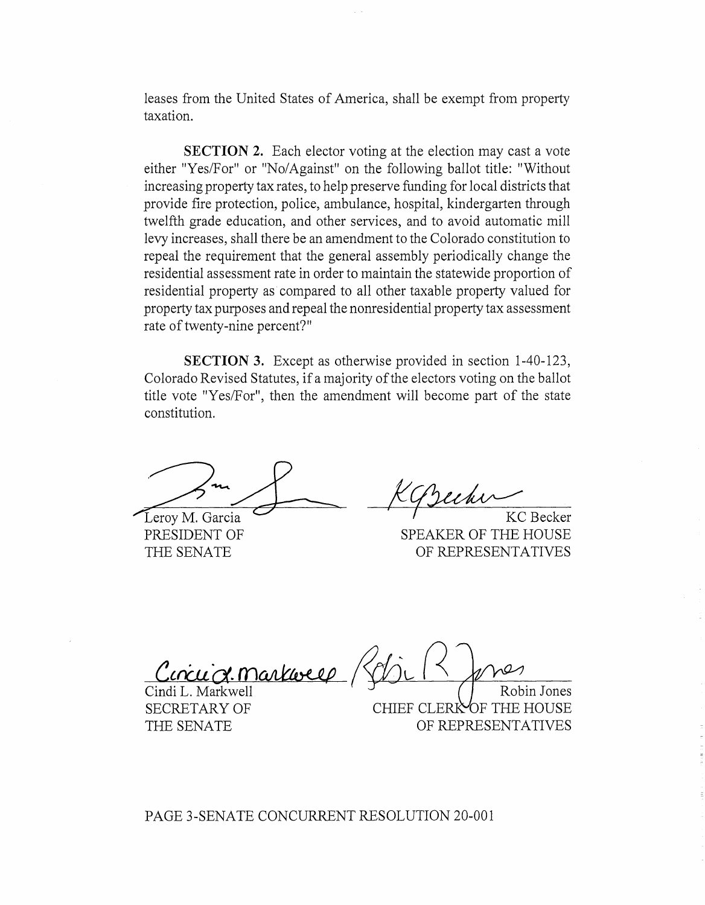leases from the United States of America, shall be exempt from property taxation.

**SECTION 2.** Each elector voting at the election may cast a vote either "Yes/For" or "No/Against" on the following ballot title: "Without increasing property tax rates, to help preserve funding for local districts that provide fire protection, police, ambulance, hospital, kindergarten through twelfth grade education, and other services, and to avoid automatic mill levy increases, shall there be an amendment to the Colorado constitution to repeal the requirement that the general assembly periodically change the residential assessment rate in order to maintain the statewide proportion of residential property as compared to all other taxable property valued for property tax purposes and repeal the nonresidential property tax assessment rate of twenty-nine percent?"

**SECTION 3.** Except as otherwise provided in section 1-40-123, Colorado Revised Statutes, if a majority of the electors voting on the ballot title vote "Yes/For", then the amendment will become part of the state constitution.

Leroy M. Garcia
PRESIDENT OF
THE SENATE

KC Becker
SPEAKER OF THE HOUSE
OF REPRESENTATIVES

Cindi L. Markwell
SECRETARY OF
THE SENATE

Robin Jones
CHIEF CLERK OF THE HOUSE
OF REPRESENTATIVES

PAGE 3-SENATE CONCURRENT RESOLUTION 20-001